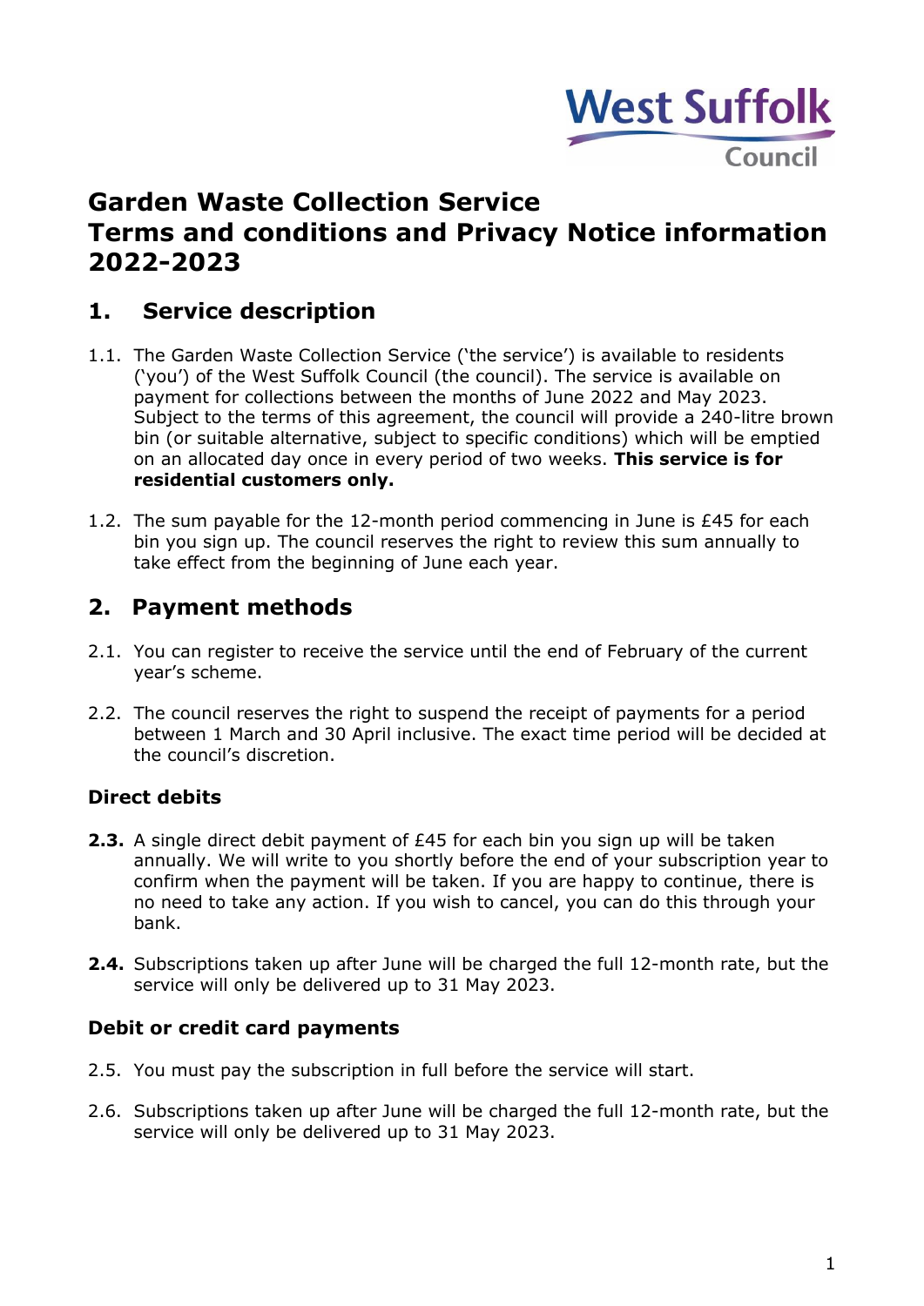West Suffolk Council

# Garden Waste Collection Service
# Terms and conditions and Privacy Notice information 2022-2023

## 1. Service description

1.1. The Garden Waste Collection Service ('the service') is available to residents ('you') of the West Suffolk Council (the council). The service is available on payment for collections between the months of June 2022 and May 2023. Subject to the terms of this agreement, the council will provide a 240-litre brown bin (or suitable alternative, subject to specific conditions) which will be emptied on an allocated day once in every period of two weeks. **This service is for residential customers only.**

1.2. The sum payable for the 12-month period commencing in June is £45 for each bin you sign up. The council reserves the right to review this sum annually to take effect from the beginning of June each year.

## 2. Payment methods

2.1. You can register to receive the service until the end of February of the current year's scheme.

2.2. The council reserves the right to suspend the receipt of payments for a period between 1 March and 30 April inclusive. The exact time period will be decided at the council's discretion.

### Direct debits

**2.3.** A single direct debit payment of £45 for each bin you sign up will be taken annually. We will write to you shortly before the end of your subscription year to confirm when the payment will be taken. If you are happy to continue, there is no need to take any action. If you wish to cancel, you can do this through your bank.

**2.4.** Subscriptions taken up after June will be charged the full 12-month rate, but the service will only be delivered up to 31 May 2023.

### Debit or credit card payments

2.5. You must pay the subscription in full before the service will start.

2.6. Subscriptions taken up after June will be charged the full 12-month rate, but the service will only be delivered up to 31 May 2023.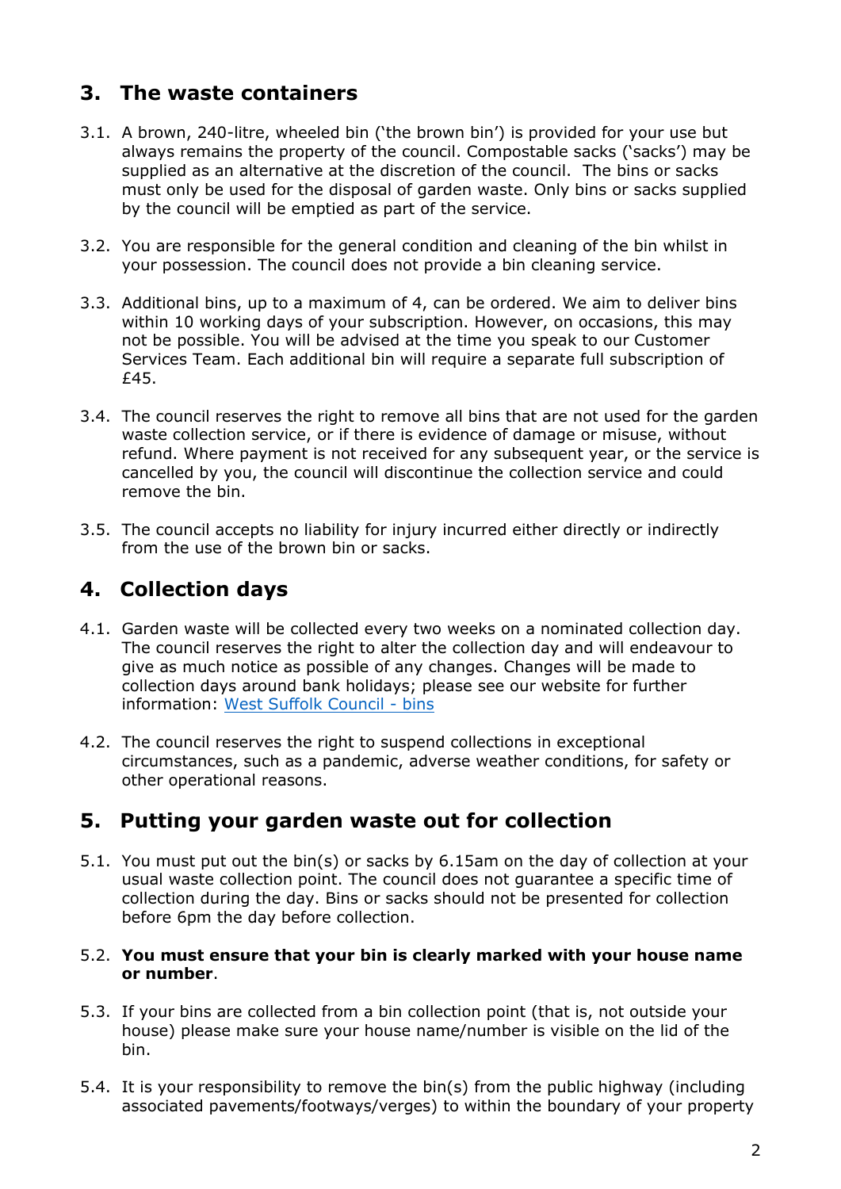## 3. The waste containers

3.1. A brown, 240-litre, wheeled bin ('the brown bin') is provided for your use but always remains the property of the council. Compostable sacks ('sacks') may be supplied as an alternative at the discretion of the council. The bins or sacks must only be used for the disposal of garden waste. Only bins or sacks supplied by the council will be emptied as part of the service.

3.2. You are responsible for the general condition and cleaning of the bin whilst in your possession. The council does not provide a bin cleaning service.

3.3. Additional bins, up to a maximum of 4, can be ordered. We aim to deliver bins within 10 working days of your subscription. However, on occasions, this may not be possible. You will be advised at the time you speak to our Customer Services Team. Each additional bin will require a separate full subscription of £45.

3.4. The council reserves the right to remove all bins that are not used for the garden waste collection service, or if there is evidence of damage or misuse, without refund. Where payment is not received for any subsequent year, or the service is cancelled by you, the council will discontinue the collection service and could remove the bin.

3.5. The council accepts no liability for injury incurred either directly or indirectly from the use of the brown bin or sacks.

## 4. Collection days

4.1. Garden waste will be collected every two weeks on a nominated collection day. The council reserves the right to alter the collection day and will endeavour to give as much notice as possible of any changes. Changes will be made to collection days around bank holidays; please see our website for further information: [West Suffolk Council - bins]

4.2. The council reserves the right to suspend collections in exceptional circumstances, such as a pandemic, adverse weather conditions, for safety or other operational reasons.

## 5. Putting your garden waste out for collection

5.1. You must put out the bin(s) or sacks by 6.15am on the day of collection at your usual waste collection point. The council does not guarantee a specific time of collection during the day. Bins or sacks should not be presented for collection before 6pm the day before collection.

5.2. **You must ensure that your bin is clearly marked with your house name or number**.

5.3. If your bins are collected from a bin collection point (that is, not outside your house) please make sure your house name/number is visible on the lid of the bin.

5.4. It is your responsibility to remove the bin(s) from the public highway (including associated pavements/footways/verges) to within the boundary of your property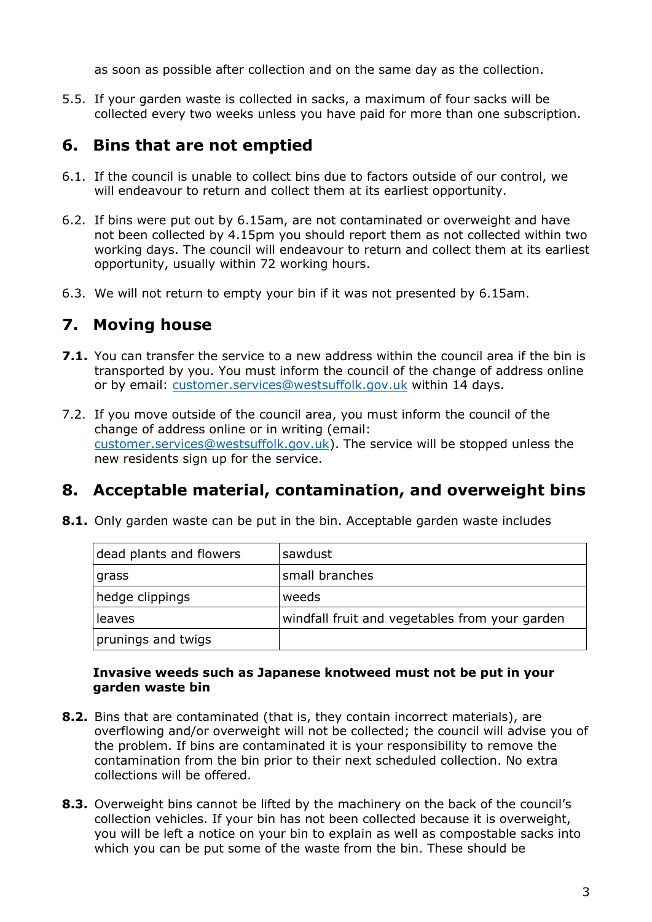as soon as possible after collection and on the same day as the collection.

5.5. If your garden waste is collected in sacks, a maximum of four sacks will be collected every two weeks unless you have paid for more than one subscription.

## 6. Bins that are not emptied

6.1. If the council is unable to collect bins due to factors outside of our control, we will endeavour to return and collect them at its earliest opportunity.

6.2. If bins were put out by 6.15am, are not contaminated or overweight and have not been collected by 4.15pm you should report them as not collected within two working days. The council will endeavour to return and collect them at its earliest opportunity, usually within 72 working hours.

6.3. We will not return to empty your bin if it was not presented by 6.15am.

## 7. Moving house

**7.1.** You can transfer the service to a new address within the council area if the bin is transported by you. You must inform the council of the change of address online or by email: customer.services@westsuffolk.gov.uk within 14 days.

7.2. If you move outside of the council area, you must inform the council of the change of address online or in writing (email: customer.services@westsuffolk.gov.uk). The service will be stopped unless the new residents sign up for the service.

## 8. Acceptable material, contamination, and overweight bins

**8.1.** Only garden waste can be put in the bin. Acceptable garden waste includes

| dead plants and flowers | sawdust |
|---|---|
| grass | small branches |
| hedge clippings | weeds |
| leaves | windfall fruit and vegetables from your garden |
| prunings and twigs | |

**Invasive weeds such as Japanese knotweed must not be put in your garden waste bin**

**8.2.** Bins that are contaminated (that is, they contain incorrect materials), are overflowing and/or overweight will not be collected; the council will advise you of the problem. If bins are contaminated it is your responsibility to remove the contamination from the bin prior to their next scheduled collection. No extra collections will be offered.

**8.3.** Overweight bins cannot be lifted by the machinery on the back of the council's collection vehicles. If your bin has not been collected because it is overweight, you will be left a notice on your bin to explain as well as compostable sacks into which you can be put some of the waste from the bin. These should be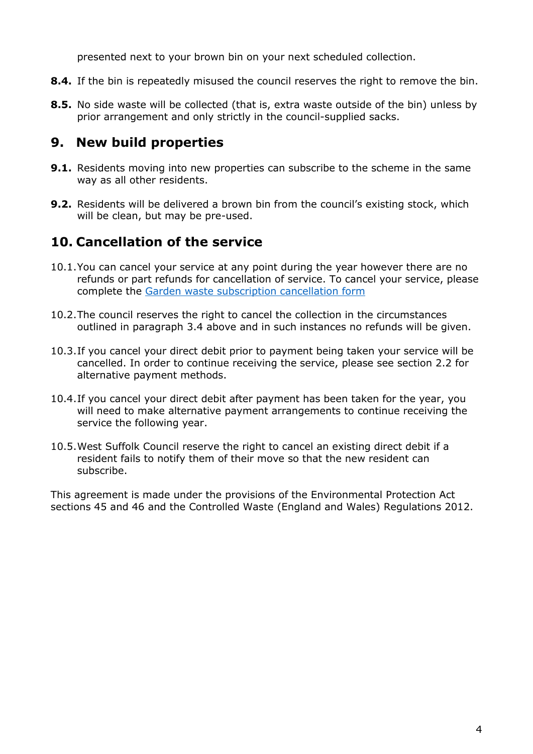presented next to your brown bin on your next scheduled collection.

**8.4.** If the bin is repeatedly misused the council reserves the right to remove the bin.

**8.5.** No side waste will be collected (that is, extra waste outside of the bin) unless by prior arrangement and only strictly in the council-supplied sacks.

## 9. New build properties

**9.1.** Residents moving into new properties can subscribe to the scheme in the same way as all other residents.

**9.2.** Residents will be delivered a brown bin from the council's existing stock, which will be clean, but may be pre-used.

## 10. Cancellation of the service

10.1. You can cancel your service at any point during the year however there are no refunds or part refunds for cancellation of service. To cancel your service, please complete the [Garden waste subscription cancellation form]

10.2. The council reserves the right to cancel the collection in the circumstances outlined in paragraph 3.4 above and in such instances no refunds will be given.

10.3. If you cancel your direct debit prior to payment being taken your service will be cancelled. In order to continue receiving the service, please see section 2.2 for alternative payment methods.

10.4. If you cancel your direct debit after payment has been taken for the year, you will need to make alternative payment arrangements to continue receiving the service the following year.

10.5. West Suffolk Council reserve the right to cancel an existing direct debit if a resident fails to notify them of their move so that the new resident can subscribe.

This agreement is made under the provisions of the Environmental Protection Act sections 45 and 46 and the Controlled Waste (England and Wales) Regulations 2012.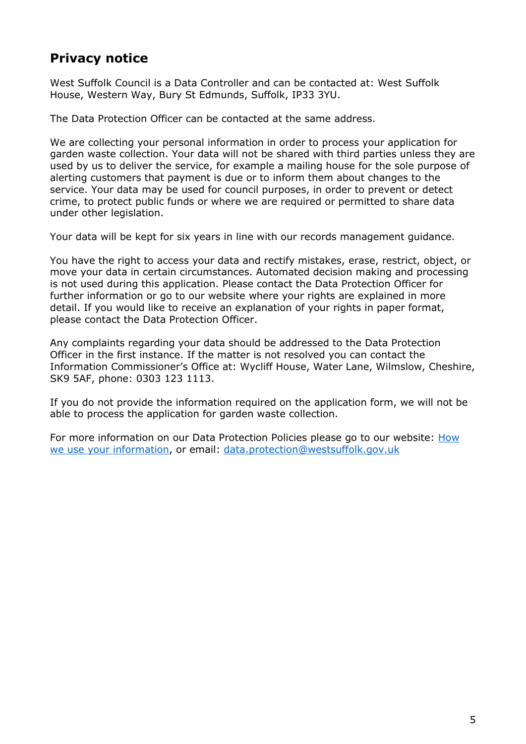## Privacy notice

West Suffolk Council is a Data Controller and can be contacted at: West Suffolk House, Western Way, Bury St Edmunds, Suffolk, IP33 3YU.

The Data Protection Officer can be contacted at the same address.

We are collecting your personal information in order to process your application for garden waste collection. Your data will not be shared with third parties unless they are used by us to deliver the service, for example a mailing house for the sole purpose of alerting customers that payment is due or to inform them about changes to the service. Your data may be used for council purposes, in order to prevent or detect crime, to protect public funds or where we are required or permitted to share data under other legislation.

Your data will be kept for six years in line with our records management guidance.

You have the right to access your data and rectify mistakes, erase, restrict, object, or move your data in certain circumstances. Automated decision making and processing is not used during this application. Please contact the Data Protection Officer for further information or go to our website where your rights are explained in more detail. If you would like to receive an explanation of your rights in paper format, please contact the Data Protection Officer.

Any complaints regarding your data should be addressed to the Data Protection Officer in the first instance. If the matter is not resolved you can contact the Information Commissioner's Office at: Wycliff House, Water Lane, Wilmslow, Cheshire, SK9 5AF, phone: 0303 123 1113.

If you do not provide the information required on the application form, we will not be able to process the application for garden waste collection.

For more information on our Data Protection Policies please go to our website: [How we use your information](), or email: [data.protection@westsuffolk.gov.uk](mailto:data.protection@westsuffolk.gov.uk)